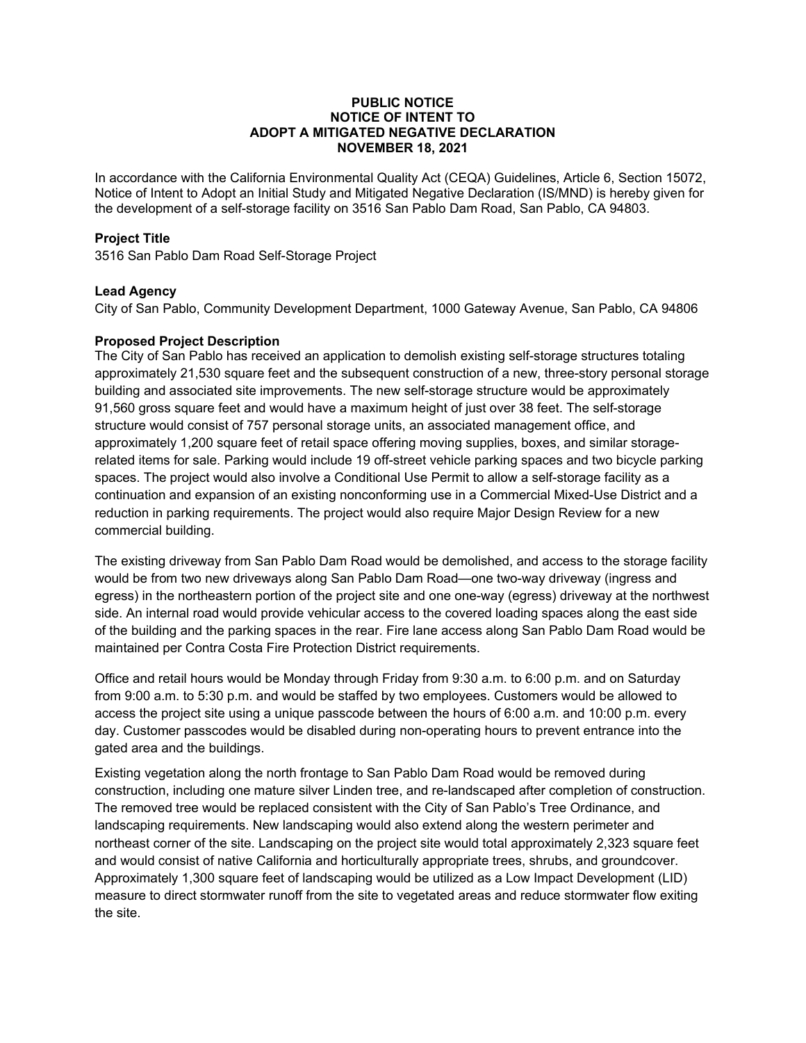**PUBLIC NOTICE**
**NOTICE OF INTENT TO**
**ADOPT A MITIGATED NEGATIVE DECLARATION**
**NOVEMBER 18, 2021**

In accordance with the California Environmental Quality Act (CEQA) Guidelines, Article 6, Section 15072, Notice of Intent to Adopt an Initial Study and Mitigated Negative Declaration (IS/MND) is hereby given for the development of a self-storage facility on 3516 San Pablo Dam Road, San Pablo, CA 94803.

**Project Title**

3516 San Pablo Dam Road Self-Storage Project

**Lead Agency**

City of San Pablo, Community Development Department, 1000 Gateway Avenue, San Pablo, CA 94806

**Proposed Project Description**

The City of San Pablo has received an application to demolish existing self-storage structures totaling approximately 21,530 square feet and the subsequent construction of a new, three-story personal storage building and associated site improvements. The new self-storage structure would be approximately 91,560 gross square feet and would have a maximum height of just over 38 feet. The self-storage structure would consist of 757 personal storage units, an associated management office, and approximately 1,200 square feet of retail space offering moving supplies, boxes, and similar storage-related items for sale. Parking would include 19 off-street vehicle parking spaces and two bicycle parking spaces. The project would also involve a Conditional Use Permit to allow a self-storage facility as a continuation and expansion of an existing nonconforming use in a Commercial Mixed-Use District and a reduction in parking requirements. The project would also require Major Design Review for a new commercial building.

The existing driveway from San Pablo Dam Road would be demolished, and access to the storage facility would be from two new driveways along San Pablo Dam Road—one two-way driveway (ingress and egress) in the northeastern portion of the project site and one one-way (egress) driveway at the northwest side. An internal road would provide vehicular access to the covered loading spaces along the east side of the building and the parking spaces in the rear. Fire lane access along San Pablo Dam Road would be maintained per Contra Costa Fire Protection District requirements.

Office and retail hours would be Monday through Friday from 9:30 a.m. to 6:00 p.m. and on Saturday from 9:00 a.m. to 5:30 p.m. and would be staffed by two employees. Customers would be allowed to access the project site using a unique passcode between the hours of 6:00 a.m. and 10:00 p.m. every day. Customer passcodes would be disabled during non-operating hours to prevent entrance into the gated area and the buildings.

Existing vegetation along the north frontage to San Pablo Dam Road would be removed during construction, including one mature silver Linden tree, and re-landscaped after completion of construction. The removed tree would be replaced consistent with the City of San Pablo's Tree Ordinance, and landscaping requirements. New landscaping would also extend along the western perimeter and northeast corner of the site. Landscaping on the project site would total approximately 2,323 square feet and would consist of native California and horticulturally appropriate trees, shrubs, and groundcover. Approximately 1,300 square feet of landscaping would be utilized as a Low Impact Development (LID) measure to direct stormwater runoff from the site to vegetated areas and reduce stormwater flow exiting the site.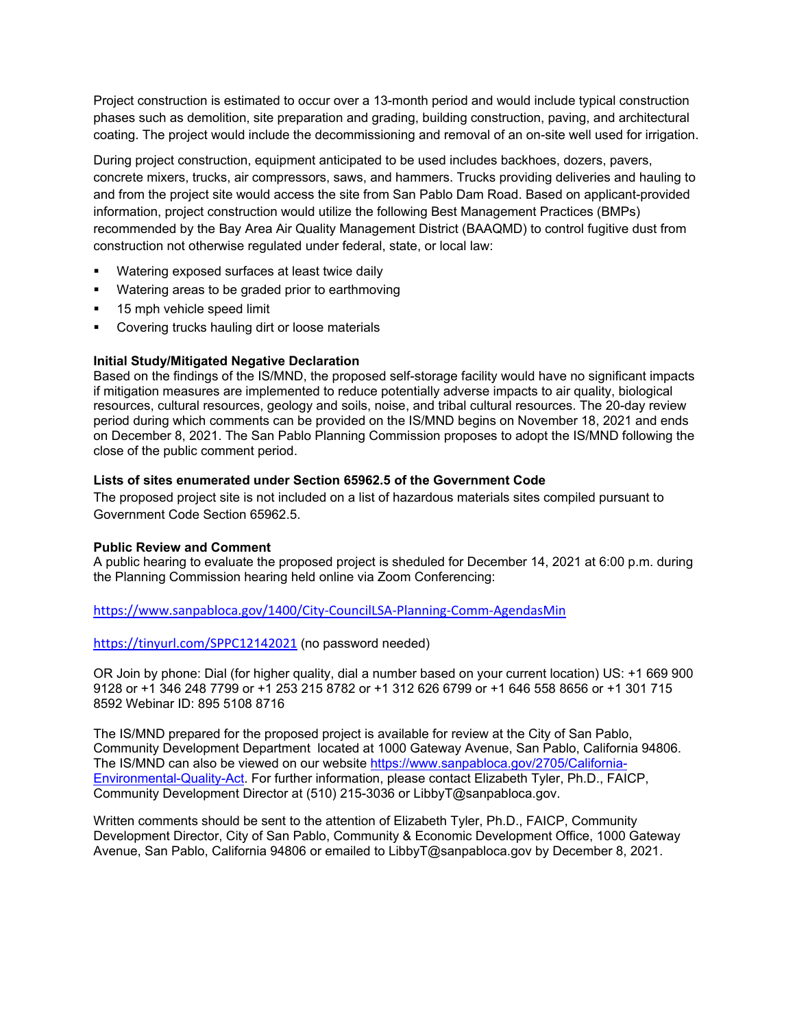Project construction is estimated to occur over a 13-month period and would include typical construction phases such as demolition, site preparation and grading, building construction, paving, and architectural coating. The project would include the decommissioning and removal of an on-site well used for irrigation.

During project construction, equipment anticipated to be used includes backhoes, dozers, pavers, concrete mixers, trucks, air compressors, saws, and hammers. Trucks providing deliveries and hauling to and from the project site would access the site from San Pablo Dam Road. Based on applicant-provided information, project construction would utilize the following Best Management Practices (BMPs) recommended by the Bay Area Air Quality Management District (BAAQMD) to control fugitive dust from construction not otherwise regulated under federal, state, or local law:

- Watering exposed surfaces at least twice daily
- Watering areas to be graded prior to earthmoving
- 15 mph vehicle speed limit
- Covering trucks hauling dirt or loose materials

**Initial Study/Mitigated Negative Declaration**

Based on the findings of the IS/MND, the proposed self-storage facility would have no significant impacts if mitigation measures are implemented to reduce potentially adverse impacts to air quality, biological resources, cultural resources, geology and soils, noise, and tribal cultural resources. The 20-day review period during which comments can be provided on the IS/MND begins on November 18, 2021 and ends on December 8, 2021. The San Pablo Planning Commission proposes to adopt the IS/MND following the close of the public comment period.

**Lists of sites enumerated under Section 65962.5 of the Government Code**

The proposed project site is not included on a list of hazardous materials sites compiled pursuant to Government Code Section 65962.5.

**Public Review and Comment**

A public hearing to evaluate the proposed project is sheduled for December 14, 2021 at 6:00 p.m. during the Planning Commission hearing held online via Zoom Conferencing:

https://www.sanpabloca.gov/1400/City-CouncilLSA-Planning-Comm-AgendasMin

https://tinyurl.com/SPPC12142021 (no password needed)

OR Join by phone: Dial (for higher quality, dial a number based on your current location) US: +1 669 900 9128 or +1 346 248 7799 or +1 253 215 8782 or +1 312 626 6799 or +1 646 558 8656 or +1 301 715 8592 Webinar ID: 895 5108 8716

The IS/MND prepared for the proposed project is available for review at the City of San Pablo, Community Development Department located at 1000 Gateway Avenue, San Pablo, California 94806. The IS/MND can also be viewed on our website https://www.sanpabloca.gov/2705/California-Environmental-Quality-Act. For further information, please contact Elizabeth Tyler, Ph.D., FAICP, Community Development Director at (510) 215-3036 or LibbyT@sanpabloca.gov.

Written comments should be sent to the attention of Elizabeth Tyler, Ph.D., FAICP, Community Development Director, City of San Pablo, Community & Economic Development Office, 1000 Gateway Avenue, San Pablo, California 94806 or emailed to LibbyT@sanpabloca.gov by December 8, 2021.